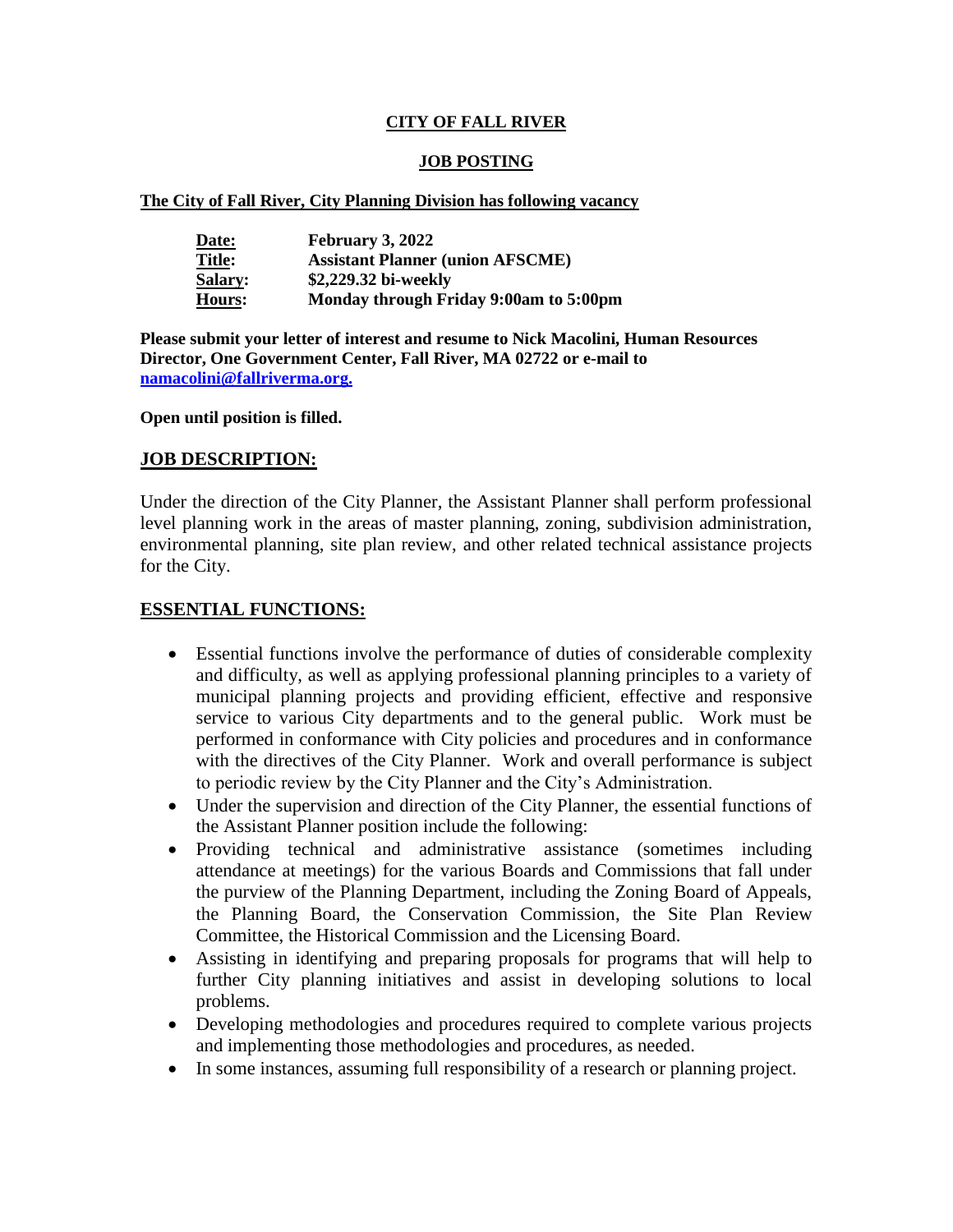**CITY OF FALL RIVER**

**JOB POSTING**

**The City of Fall River, City Planning Division has following vacancy**

| | |
|---|---|
| **Date:** | **February 3, 2022** |
| **Title:** | **Assistant Planner (union AFSCME)** |
| **Salary:** | **$2,229.32 bi-weekly** |
| **Hours:** | **Monday through Friday 9:00am to 5:00pm** |

**Please submit your letter of interest and resume to Nick Macolini, Human Resources Director, One Government Center, Fall River, MA 02722 or e-mail to [namacolini@fallriverma.org.](mailto:namacolini@fallriverma.org)**

**Open until position is filled.**

## JOB DESCRIPTION:

Under the direction of the City Planner, the Assistant Planner shall perform professional level planning work in the areas of master planning, zoning, subdivision administration, environmental planning, site plan review, and other related technical assistance projects for the City.

## ESSENTIAL FUNCTIONS:

- Essential functions involve the performance of duties of considerable complexity and difficulty, as well as applying professional planning principles to a variety of municipal planning projects and providing efficient, effective and responsive service to various City departments and to the general public. Work must be performed in conformance with City policies and procedures and in conformance with the directives of the City Planner. Work and overall performance is subject to periodic review by the City Planner and the City's Administration.
- Under the supervision and direction of the City Planner, the essential functions of the Assistant Planner position include the following:
- Providing technical and administrative assistance (sometimes including attendance at meetings) for the various Boards and Commissions that fall under the purview of the Planning Department, including the Zoning Board of Appeals, the Planning Board, the Conservation Commission, the Site Plan Review Committee, the Historical Commission and the Licensing Board.
- Assisting in identifying and preparing proposals for programs that will help to further City planning initiatives and assist in developing solutions to local problems.
- Developing methodologies and procedures required to complete various projects and implementing those methodologies and procedures, as needed.
- In some instances, assuming full responsibility of a research or planning project.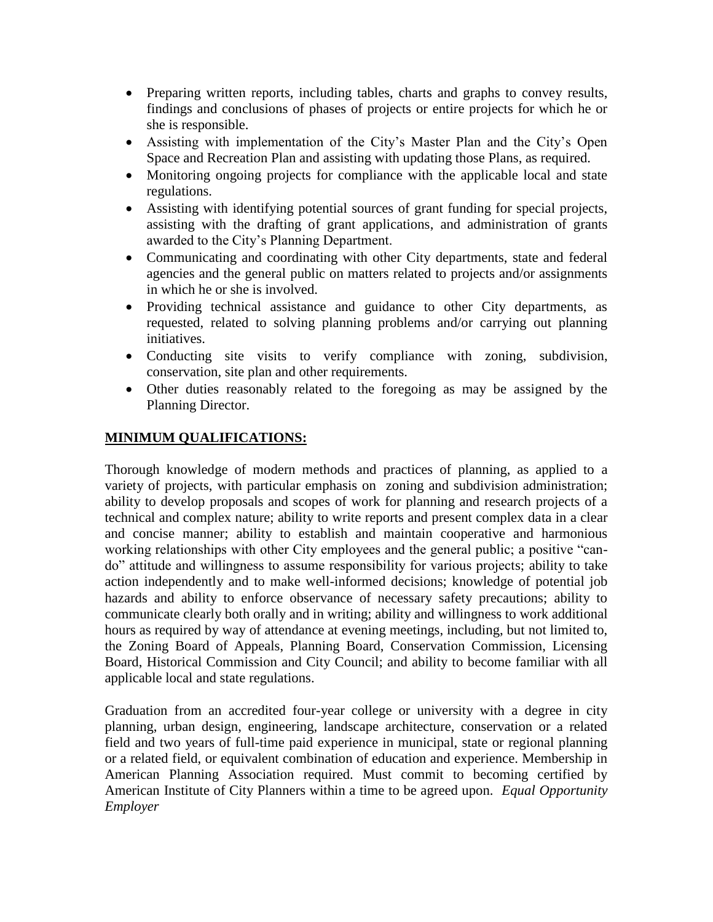- Preparing written reports, including tables, charts and graphs to convey results, findings and conclusions of phases of projects or entire projects for which he or she is responsible.
- Assisting with implementation of the City's Master Plan and the City's Open Space and Recreation Plan and assisting with updating those Plans, as required.
- Monitoring ongoing projects for compliance with the applicable local and state regulations.
- Assisting with identifying potential sources of grant funding for special projects, assisting with the drafting of grant applications, and administration of grants awarded to the City's Planning Department.
- Communicating and coordinating with other City departments, state and federal agencies and the general public on matters related to projects and/or assignments in which he or she is involved.
- Providing technical assistance and guidance to other City departments, as requested, related to solving planning problems and/or carrying out planning initiatives.
- Conducting site visits to verify compliance with zoning, subdivision, conservation, site plan and other requirements.
- Other duties reasonably related to the foregoing as may be assigned by the Planning Director.

**MINIMUM QUALIFICATIONS:**

Thorough knowledge of modern methods and practices of planning, as applied to a variety of projects, with particular emphasis on zoning and subdivision administration; ability to develop proposals and scopes of work for planning and research projects of a technical and complex nature; ability to write reports and present complex data in a clear and concise manner; ability to establish and maintain cooperative and harmonious working relationships with other City employees and the general public; a positive "can-do" attitude and willingness to assume responsibility for various projects; ability to take action independently and to make well-informed decisions; knowledge of potential job hazards and ability to enforce observance of necessary safety precautions; ability to communicate clearly both orally and in writing; ability and willingness to work additional hours as required by way of attendance at evening meetings, including, but not limited to, the Zoning Board of Appeals, Planning Board, Conservation Commission, Licensing Board, Historical Commission and City Council; and ability to become familiar with all applicable local and state regulations.

Graduation from an accredited four-year college or university with a degree in city planning, urban design, engineering, landscape architecture, conservation or a related field and two years of full-time paid experience in municipal, state or regional planning or a related field, or equivalent combination of education and experience. Membership in American Planning Association required. Must commit to becoming certified by American Institute of City Planners within a time to be agreed upon. *Equal Opportunity Employer*